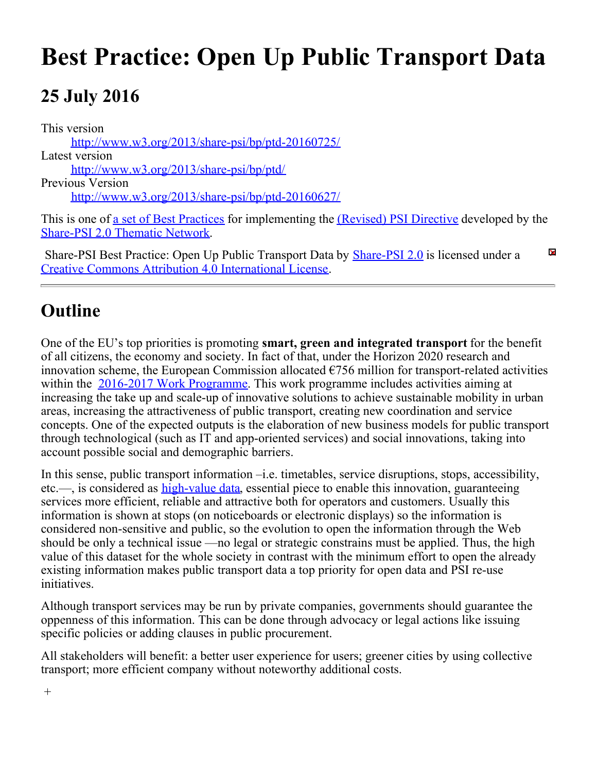# Best Practice: Open Up Public Transport Data

## 25 July 2016

This version
: http://www.w3.org/2013/share-psi/bp/ptd-20160725/

Latest version
: http://www.w3.org/2013/share-psi/bp/ptd/

Previous Version
: http://www.w3.org/2013/share-psi/bp/ptd-20160627/

This is one of a set of Best Practices for implementing the (Revised) PSI Directive developed by the Share-PSI 2.0 Thematic Network.

Share-PSI Best Practice: Open Up Public Transport Data by Share-PSI 2.0 is licensed under a Creative Commons Attribution 4.0 International License.

---

## Outline

One of the EU's top priorities is promoting **smart, green and integrated transport** for the benefit of all citizens, the economy and society. In fact of that, under the Horizon 2020 research and innovation scheme, the European Commission allocated €756 million for transport-related activities within the 2016-2017 Work Programme. This work programme includes activities aiming at increasing the take up and scale-up of innovative solutions to achieve sustainable mobility in urban areas, increasing the attractiveness of public transport, creating new coordination and service concepts. One of the expected outputs is the elaboration of new business models for public transport through technological (such as IT and app-oriented services) and social innovations, taking into account possible social and demographic barriers.

In this sense, public transport information –i.e. timetables, service disruptions, stops, accessibility, etc.—, is considered as high-value data, essential piece to enable this innovation, guaranteeing services more efficient, reliable and attractive both for operators and customers. Usually this information is shown at stops (on noticeboards or electronic displays) so the information is considered non-sensitive and public, so the evolution to open the information through the Web should be only a technical issue —no legal or strategic constrains must be applied. Thus, the high value of this dataset for the whole society in contrast with the minimum effort to open the already existing information makes public transport data a top priority for open data and PSI re-use initiatives.

Although transport services may be run by private companies, governments should guarantee the oppenness of this information. This can be done through advocacy or legal actions like issuing specific policies or adding clauses in public procurement.

All stakeholders will benefit: a better user experience for users; greener cities by using collective transport; more efficient company without noteworthy additional costs.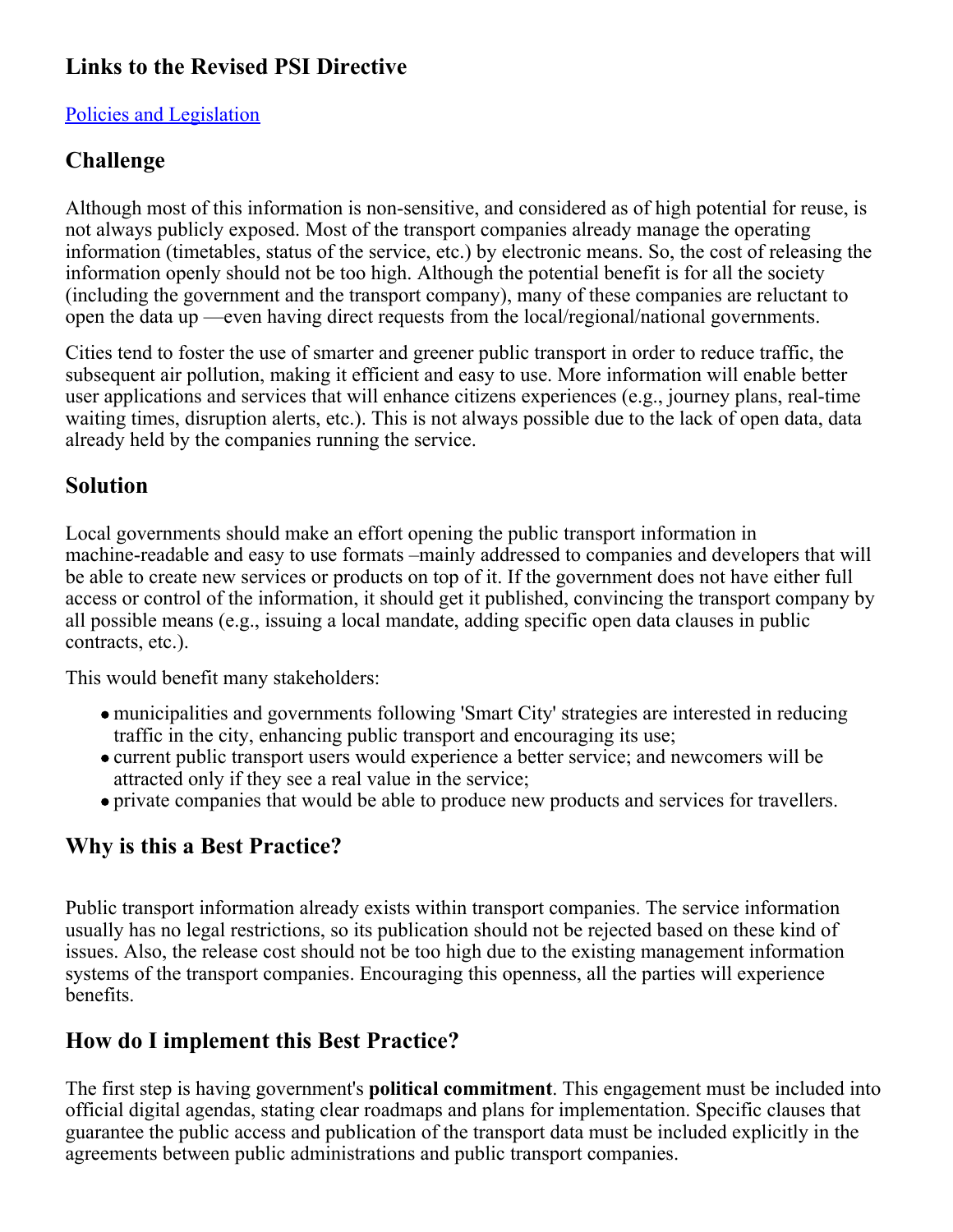## Links to the Revised PSI Directive

Policies and Legislation

## Challenge

Although most of this information is non-sensitive, and considered as of high potential for reuse, is not always publicly exposed. Most of the transport companies already manage the operating information (timetables, status of the service, etc.) by electronic means. So, the cost of releasing the information openly should not be too high. Although the potential benefit is for all the society (including the government and the transport company), many of these companies are reluctant to open the data up —even having direct requests from the local/regional/national governments.

Cities tend to foster the use of smarter and greener public transport in order to reduce traffic, the subsequent air pollution, making it efficient and easy to use. More information will enable better user applications and services that will enhance citizens experiences (e.g., journey plans, real-time waiting times, disruption alerts, etc.). This is not always possible due to the lack of open data, data already held by the companies running the service.

## Solution

Local governments should make an effort opening the public transport information in machine-readable and easy to use formats –mainly addressed to companies and developers that will be able to create new services or products on top of it. If the government does not have either full access or control of the information, it should get it published, convincing the transport company by all possible means (e.g., issuing a local mandate, adding specific open data clauses in public contracts, etc.).

This would benefit many stakeholders:

- municipalities and governments following 'Smart City' strategies are interested in reducing traffic in the city, enhancing public transport and encouraging its use;
- current public transport users would experience a better service; and newcomers will be attracted only if they see a real value in the service;
- private companies that would be able to produce new products and services for travellers.

## Why is this a Best Practice?

Public transport information already exists within transport companies. The service information usually has no legal restrictions, so its publication should not be rejected based on these kind of issues. Also, the release cost should not be too high due to the existing management information systems of the transport companies. Encouraging this openness, all the parties will experience benefits.

## How do I implement this Best Practice?

The first step is having government's **political commitment**. This engagement must be included into official digital agendas, stating clear roadmaps and plans for implementation. Specific clauses that guarantee the public access and publication of the transport data must be included explicitly in the agreements between public administrations and public transport companies.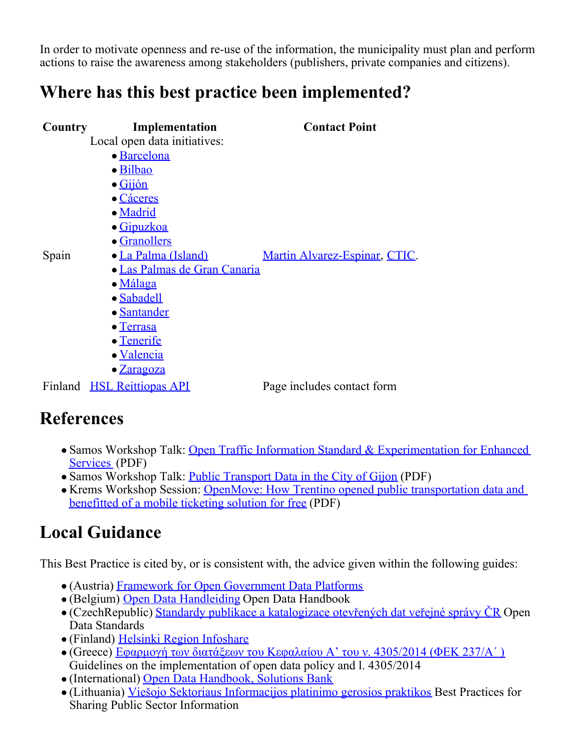In order to motivate openness and re-use of the information, the municipality must plan and perform actions to raise the awareness among stakeholders (publishers, private companies and citizens).

## Where has this best practice been implemented?

| Country | Implementation | Contact Point |
|---|---|---|
| Spain | Local open data initiatives: <br>• Barcelona <br>• Bilbao <br>• Gijón <br>• Cáceres <br>• Madrid <br>• Gipuzkoa <br>• Granollers <br>• La Palma (Island) <br>• Las Palmas de Gran Canaria <br>• Málaga <br>• Sabadell <br>• Santander <br>• Terrasa <br>• Tenerife <br>• Valencia <br>• Zaragoza | Martin Alvarez-Espinar, CTIC. |
| Finland | HSL Reittiopas API | Page includes contact form |

## References

- Samos Workshop Talk: Open Traffic Information Standard & Experimentation for Enhanced Services (PDF)
- Samos Workshop Talk: Public Transport Data in the City of Gijon (PDF)
- Krems Workshop Session: OpenMove: How Trentino opened public transportation data and benefitted of a mobile ticketing solution for free (PDF)

## Local Guidance

This Best Practice is cited by, or is consistent with, the advice given within the following guides:

- (Austria) Framework for Open Government Data Platforms
- (Belgium) Open Data Handleiding Open Data Handbook
- (CzechRepublic) Standardy publikace a katalogizace otevřených dat veřejné správy ČR Open Data Standards
- (Finland) Helsinki Region Infoshare
- (Greece) Εφαρμογή των διατάξεων του Κεφαλαίου Α’ του ν. 4305/2014 (ΦΕΚ 237/Α΄) Guidelines on the implementation of open data policy and l. 4305/2014
- (International) Open Data Handbook, Solutions Bank
- (Lithuania) Viešojo Sektoriaus Informacijos platinimo gerosios praktikos Best Practices for Sharing Public Sector Information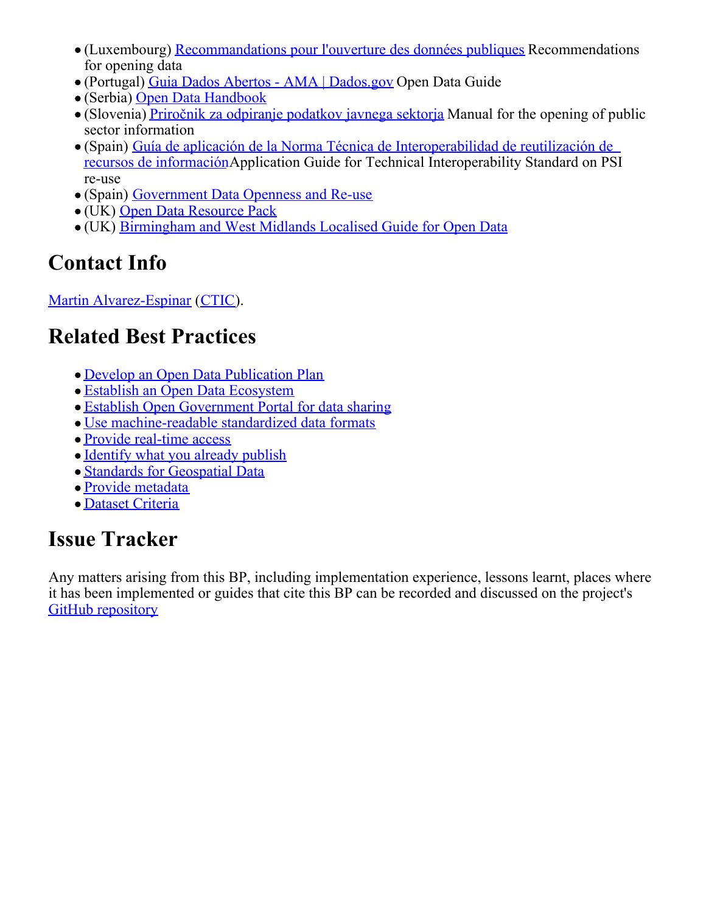- (Luxembourg) Recommandations pour l'ouverture des données publiques Recommendations for opening data
- (Portugal) Guia Dados Abertos - AMA | Dados.gov Open Data Guide
- (Serbia) Open Data Handbook
- (Slovenia) Priročnik za odpiranje podatkov javnega sektorja Manual for the opening of public sector information
- (Spain) Guía de aplicación de la Norma Técnica de Interoperabilidad de reutilización de recursos de informaciónApplication Guide for Technical Interoperability Standard on PSI re-use
- (Spain) Government Data Openness and Re-use
- (UK) Open Data Resource Pack
- (UK) Birmingham and West Midlands Localised Guide for Open Data

## Contact Info

Martin Alvarez-Espinar (CTIC).

## Related Best Practices

- Develop an Open Data Publication Plan
- Establish an Open Data Ecosystem
- Establish Open Government Portal for data sharing
- Use machine-readable standardized data formats
- Provide real-time access
- Identify what you already publish
- Standards for Geospatial Data
- Provide metadata
- Dataset Criteria

## Issue Tracker

Any matters arising from this BP, including implementation experience, lessons learnt, places where it has been implemented or guides that cite this BP can be recorded and discussed on the project's GitHub repository